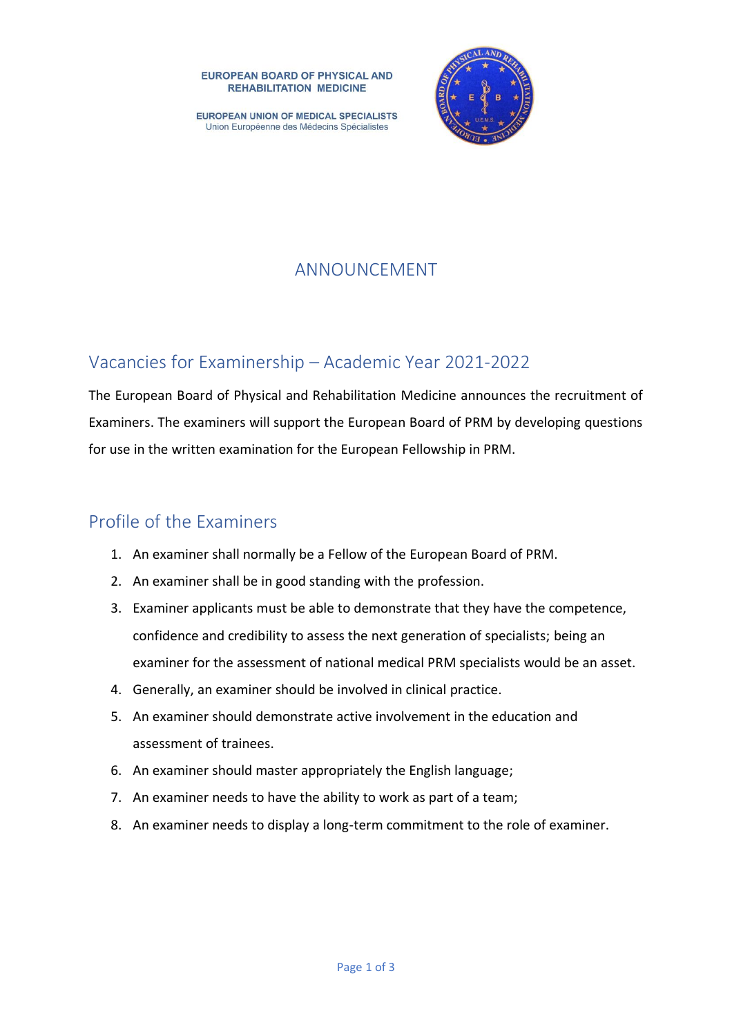EUROPEAN BOARD OF PHYSICAL AND REHABILITATION MEDICINE

EUROPEAN UNION OF MEDICAL SPECIALISTS
Union Européenne des Médecins Spécialistes

# ANNOUNCEMENT

## Vacancies for Examinership – Academic Year 2021-2022

The European Board of Physical and Rehabilitation Medicine announces the recruitment of Examiners. The examiners will support the European Board of PRM by developing questions for use in the written examination for the European Fellowship in PRM.

## Profile of the Examiners

1. An examiner shall normally be a Fellow of the European Board of PRM.
2. An examiner shall be in good standing with the profession.
3. Examiner applicants must be able to demonstrate that they have the competence, confidence and credibility to assess the next generation of specialists; being an examiner for the assessment of national medical PRM specialists would be an asset.
4. Generally, an examiner should be involved in clinical practice.
5. An examiner should demonstrate active involvement in the education and assessment of trainees.
6. An examiner should master appropriately the English language;
7. An examiner needs to have the ability to work as part of a team;
8. An examiner needs to display a long-term commitment to the role of examiner.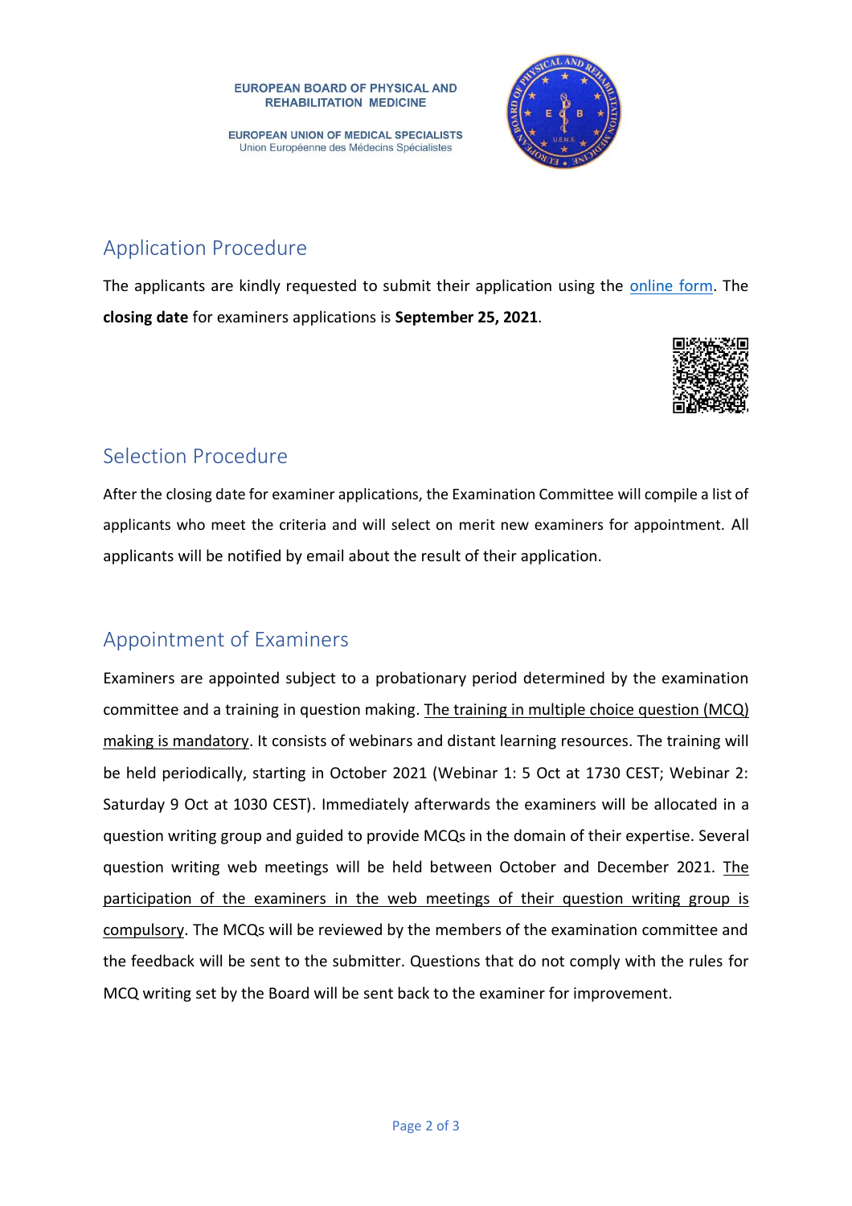## Application Procedure

The applicants are kindly requested to submit their application using the online form. The **closing date** for examiners applications is **September 25, 2021**.

## Selection Procedure

After the closing date for examiner applications, the Examination Committee will compile a list of applicants who meet the criteria and will select on merit new examiners for appointment. All applicants will be notified by email about the result of their application.

## Appointment of Examiners

Examiners are appointed subject to a probationary period determined by the examination committee and a training in question making. The training in multiple choice question (MCQ) making is mandatory. It consists of webinars and distant learning resources. The training will be held periodically, starting in October 2021 (Webinar 1: 5 Oct at 1730 CEST; Webinar 2: Saturday 9 Oct at 1030 CEST). Immediately afterwards the examiners will be allocated in a question writing group and guided to provide MCQs in the domain of their expertise. Several question writing web meetings will be held between October and December 2021. The participation of the examiners in the web meetings of their question writing group is compulsory. The MCQs will be reviewed by the members of the examination committee and the feedback will be sent to the submitter. Questions that do not comply with the rules for MCQ writing set by the Board will be sent back to the examiner for improvement.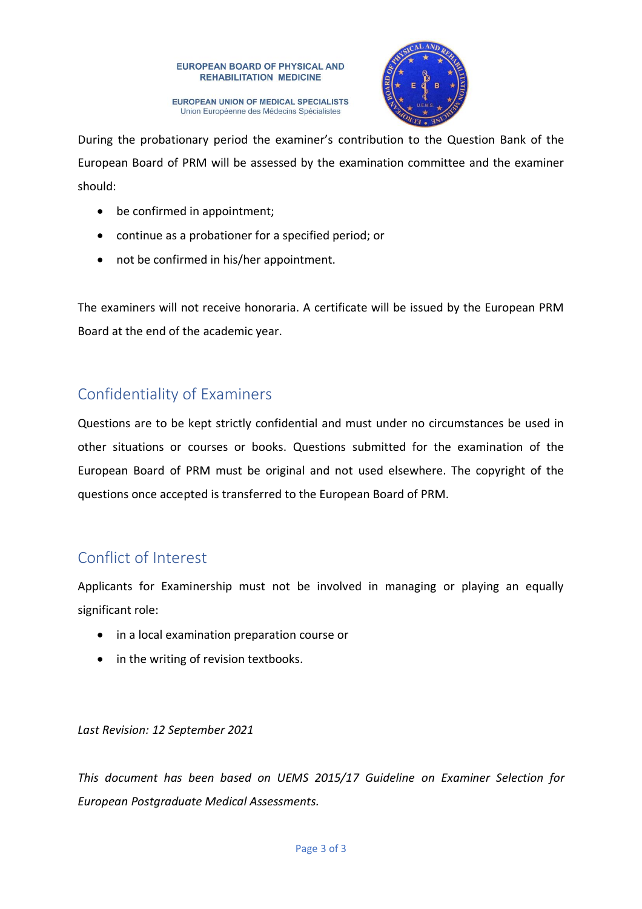During the probationary period the examiner's contribution to the Question Bank of the European Board of PRM will be assessed by the examination committee and the examiner should:

- be confirmed in appointment;
- continue as a probationer for a specified period; or
- not be confirmed in his/her appointment.

The examiners will not receive honoraria. A certificate will be issued by the European PRM Board at the end of the academic year.

## Confidentiality of Examiners

Questions are to be kept strictly confidential and must under no circumstances be used in other situations or courses or books. Questions submitted for the examination of the European Board of PRM must be original and not used elsewhere. The copyright of the questions once accepted is transferred to the European Board of PRM.

## Conflict of Interest

Applicants for Examinership must not be involved in managing or playing an equally significant role:

- in a local examination preparation course or
- in the writing of revision textbooks.

*Last Revision: 12 September 2021*

*This document has been based on UEMS 2015/17 Guideline on Examiner Selection for European Postgraduate Medical Assessments.*